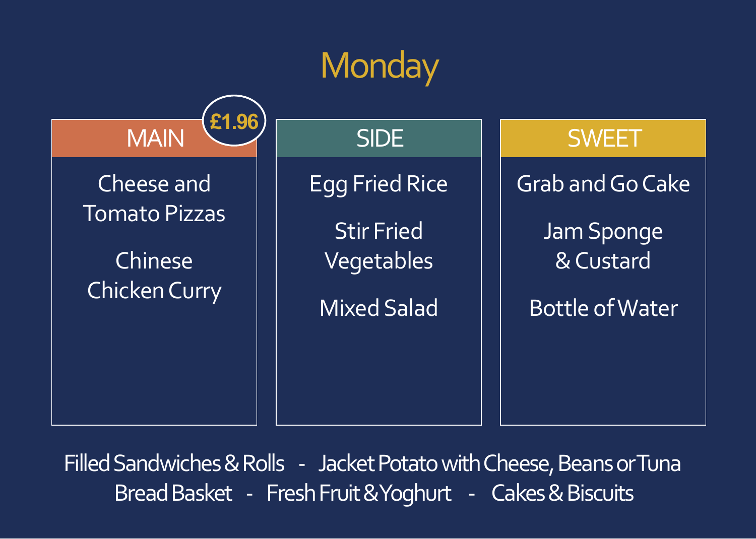# Monday

## MAIN £1.96

Cheese and Tomato Pizzas

Chinese Chicken Curry

## SIDE

Egg Fried Rice

Stir Fried Vegetables

Mixed Salad

## SWEET

Grab and Go Cake

Jam Sponge & Custard

Bottle of Water

Filled Sandwiches & Rolls - Jacket Potato with Cheese, Beans or Tuna

Bread Basket - Fresh Fruit & Yoghurt - Cakes & Biscuits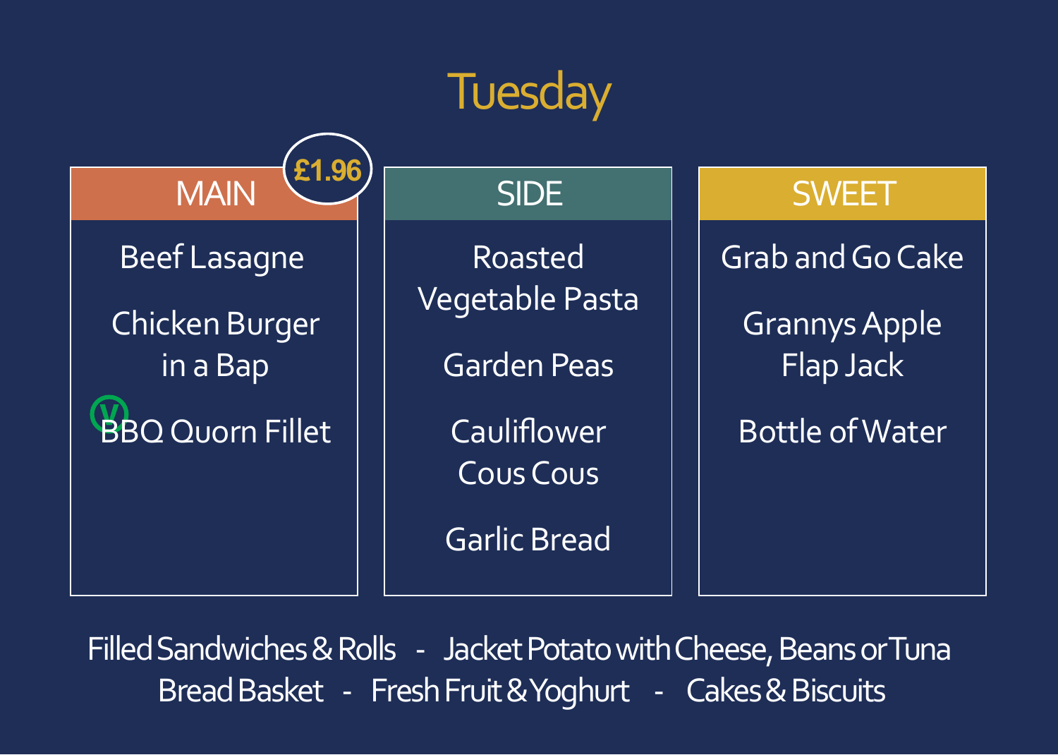# Tuesday

| MAIN £1.96 | SIDE | SWEET |
| --- | --- | --- |
| Beef Lasagne | Roasted Vegetable Pasta | Grab and Go Cake |
| Chicken Burger in a Bap | Garden Peas | Grannys Apple Flap Jack |
| (V) BBQ Quorn Fillet | Cauliflower Cous Cous | Bottle of Water |
| | Garlic Bread | |

Filled Sandwiches & Rolls - Jacket Potato with Cheese, Beans or Tuna

Bread Basket - Fresh Fruit & Yoghurt - Cakes & Biscuits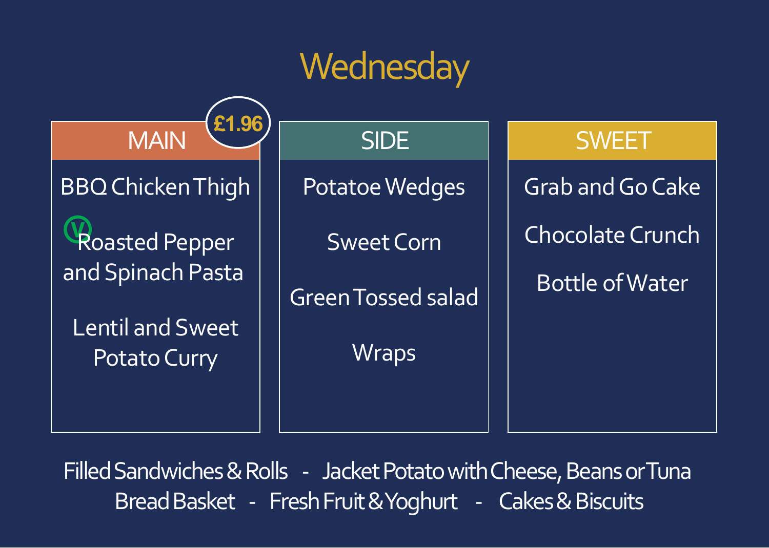# Wednesday

| MAIN (£1.96) | SIDE | SWEET |
| --- | --- | --- |
| BBQ Chicken Thigh | Potatoe Wedges | Grab and Go Cake |
| (V) Roasted Pepper and Spinach Pasta | Sweet Corn | Chocolate Crunch |
| Lentil and Sweet Potato Curry | Green Tossed salad | Bottle of Water |
| | Wraps | |

Filled Sandwiches & Rolls - Jacket Potato with Cheese, Beans or Tuna

Bread Basket - Fresh Fruit & Yoghurt - Cakes & Biscuits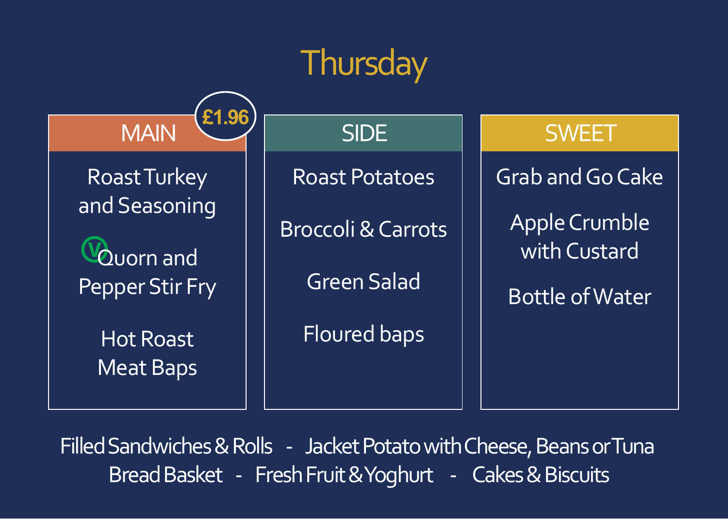# Thursday

| MAIN £1.96 | SIDE | SWEET |
| --- | --- | --- |
| Roast Turkey and Seasoning | Roast Potatoes | Grab and Go Cake |
| (V) Quorn and Pepper Stir Fry | Broccoli & Carrots | Apple Crumble with Custard |
| Hot Roast Meat Baps | Green Salad | Bottle of Water |
| | Floured baps | |

Filled Sandwiches & Rolls - Jacket Potato with Cheese, Beans or Tuna

Bread Basket - Fresh Fruit & Yoghurt - Cakes & Biscuits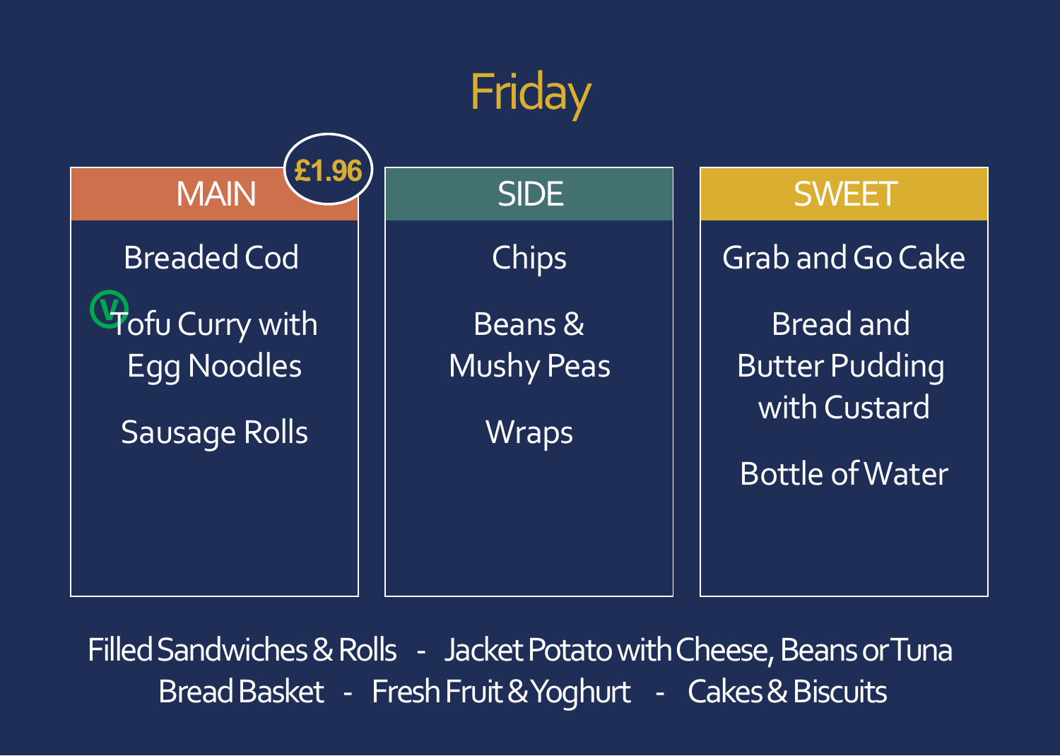# Friday

| MAIN £1.96 | SIDE | SWEET |
|---|---|---|
| Breaded Cod | Chips | Grab and Go Cake |
| (V) Tofu Curry with Egg Noodles | Beans & Mushy Peas | Bread and Butter Pudding with Custard |
| Sausage Rolls | Wraps | Bottle of Water |

Filled Sandwiches & Rolls - Jacket Potato with Cheese, Beans or Tuna

Bread Basket - Fresh Fruit & Yoghurt - Cakes & Biscuits